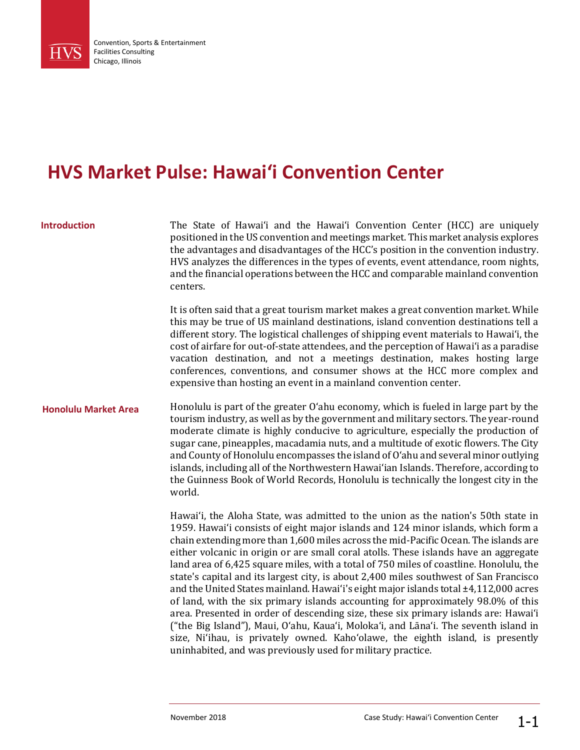Convention, Sports & Entertainment
Facilities Consulting
Chicago, Illinois

# HVS Market Pulse: Hawai'i Convention Center

## Introduction

The State of Hawai'i and the Hawai'i Convention Center (HCC) are uniquely positioned in the US convention and meetings market. This market analysis explores the advantages and disadvantages of the HCC's position in the convention industry. HVS analyzes the differences in the types of events, event attendance, room nights, and the financial operations between the HCC and comparable mainland convention centers.

It is often said that a great tourism market makes a great convention market. While this may be true of US mainland destinations, island convention destinations tell a different story. The logistical challenges of shipping event materials to Hawai'i, the cost of airfare for out-of-state attendees, and the perception of Hawai'i as a paradise vacation destination, and not a meetings destination, makes hosting large conferences, conventions, and consumer shows at the HCC more complex and expensive than hosting an event in a mainland convention center.

## Honolulu Market Area

Honolulu is part of the greater O'ahu economy, which is fueled in large part by the tourism industry, as well as by the government and military sectors. The year-round moderate climate is highly conducive to agriculture, especially the production of sugar cane, pineapples, macadamia nuts, and a multitude of exotic flowers. The City and County of Honolulu encompasses the island of O'ahu and several minor outlying islands, including all of the Northwestern Hawai'ian Islands. Therefore, according to the Guinness Book of World Records, Honolulu is technically the longest city in the world.

Hawai'i, the Aloha State, was admitted to the union as the nation's 50th state in 1959. Hawai'i consists of eight major islands and 124 minor islands, which form a chain extending more than 1,600 miles across the mid-Pacific Ocean. The islands are either volcanic in origin or are small coral atolls. These islands have an aggregate land area of 6,425 square miles, with a total of 750 miles of coastline. Honolulu, the state's capital and its largest city, is about 2,400 miles southwest of San Francisco and the United States mainland. Hawai'i's eight major islands total ±4,112,000 acres of land, with the six primary islands accounting for approximately 98.0% of this area. Presented in order of descending size, these six primary islands are: Hawai'i ("the Big Island"), Maui, O'ahu, Kaua'i, Moloka'i, and Lāna'i. The seventh island in size, Ni'ihau, is privately owned. Kaho'olawe, the eighth island, is presently uninhabited, and was previously used for military practice.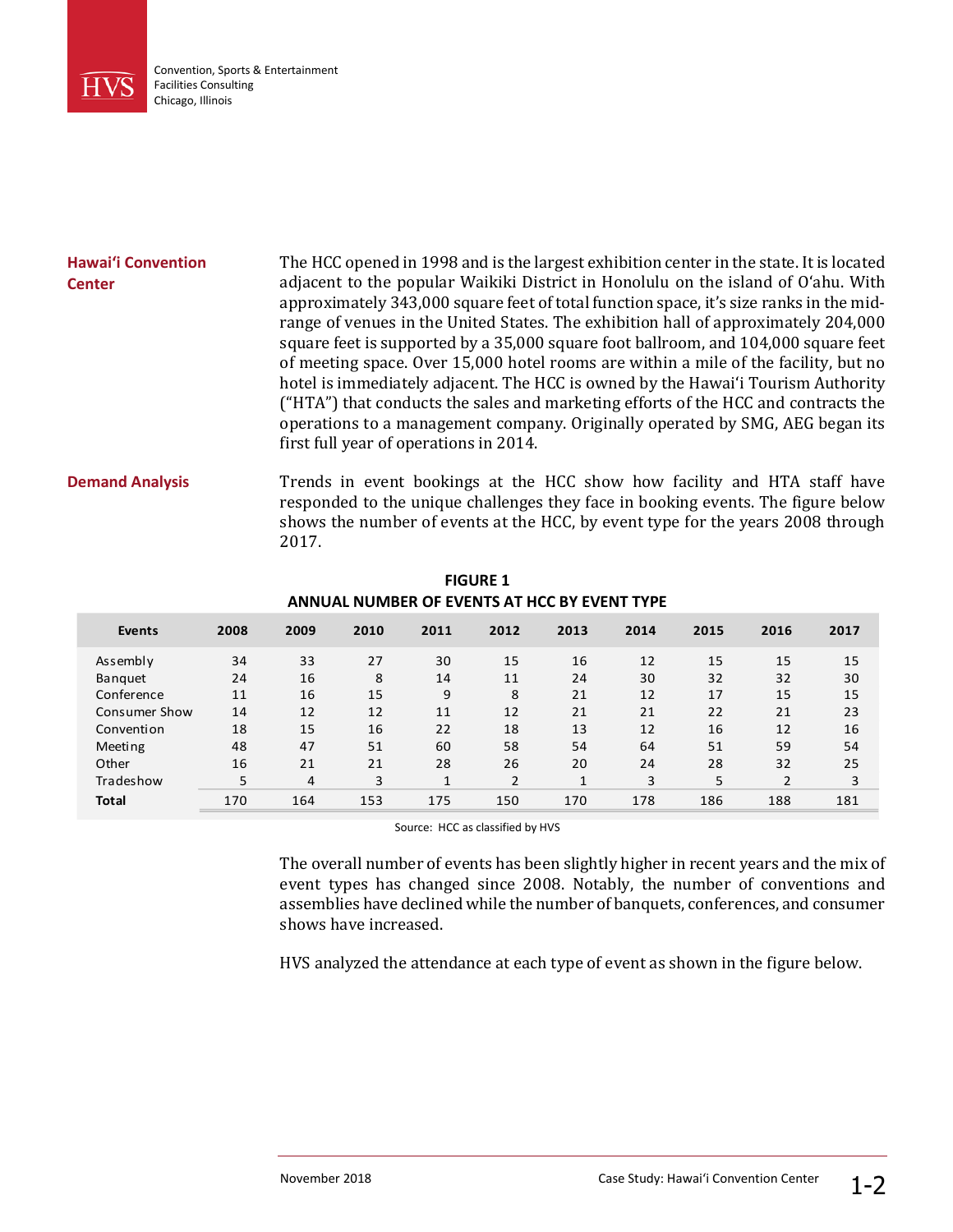## Hawai'i Convention Center

The HCC opened in 1998 and is the largest exhibition center in the state. It is located adjacent to the popular Waikiki District in Honolulu on the island of O'ahu. With approximately 343,000 square feet of total function space, it's size ranks in the mid-range of venues in the United States. The exhibition hall of approximately 204,000 square feet is supported by a 35,000 square foot ballroom, and 104,000 square feet of meeting space. Over 15,000 hotel rooms are within a mile of the facility, but no hotel is immediately adjacent. The HCC is owned by the Hawai'i Tourism Authority ("HTA") that conducts the sales and marketing efforts of the HCC and contracts the operations to a management company. Originally operated by SMG, AEG began its first full year of operations in 2014.

## Demand Analysis

Trends in event bookings at the HCC show how facility and HTA staff have responded to the unique challenges they face in booking events. The figure below shows the number of events at the HCC, by event type for the years 2008 through 2017.

**FIGURE 1**
**ANNUAL NUMBER OF EVENTS AT HCC BY EVENT TYPE**

| Events | 2008 | 2009 | 2010 | 2011 | 2012 | 2013 | 2014 | 2015 | 2016 | 2017 |
|---|---|---|---|---|---|---|---|---|---|---|
| Assembly | 34 | 33 | 27 | 30 | 15 | 16 | 12 | 15 | 15 | 15 |
| Banquet | 24 | 16 | 8 | 14 | 11 | 24 | 30 | 32 | 32 | 30 |
| Conference | 11 | 16 | 15 | 9 | 8 | 21 | 12 | 17 | 15 | 15 |
| Consumer Show | 14 | 12 | 12 | 11 | 12 | 21 | 21 | 22 | 21 | 23 |
| Convention | 18 | 15 | 16 | 22 | 18 | 13 | 12 | 16 | 12 | 16 |
| Meeting | 48 | 47 | 51 | 60 | 58 | 54 | 64 | 51 | 59 | 54 |
| Other | 16 | 21 | 21 | 28 | 26 | 20 | 24 | 28 | 32 | 25 |
| Tradeshow | 5 | 4 | 3 | 1 | 2 | 1 | 3 | 5 | 2 | 3 |
| **Total** | 170 | 164 | 153 | 175 | 150 | 170 | 178 | 186 | 188 | 181 |

Source: HCC as classified by HVS

The overall number of events has been slightly higher in recent years and the mix of event types has changed since 2008. Notably, the number of conventions and assemblies have declined while the number of banquets, conferences, and consumer shows have increased.

HVS analyzed the attendance at each type of event as shown in the figure below.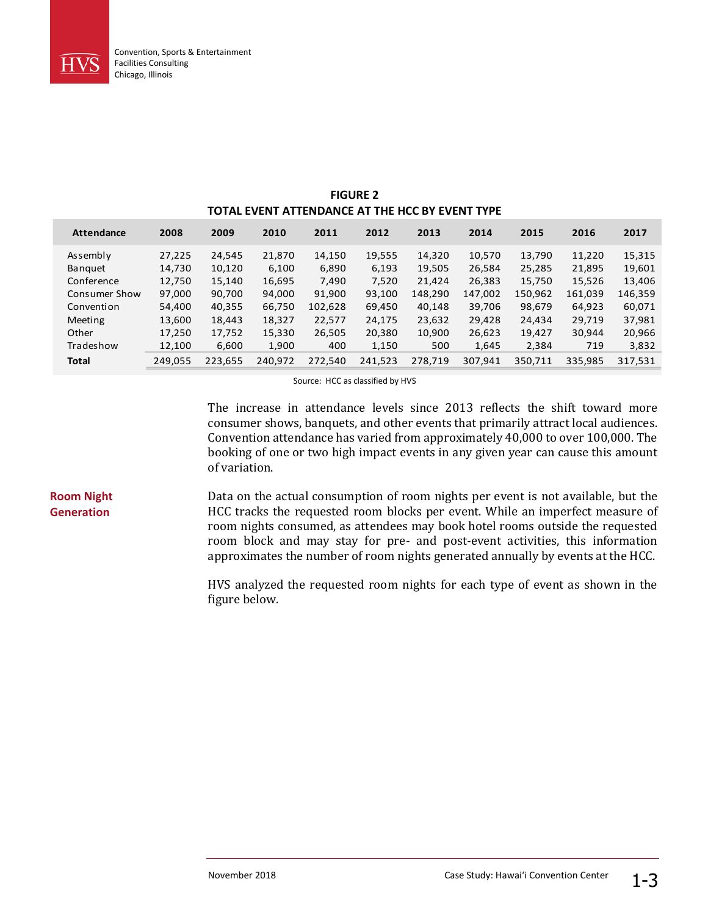**FIGURE 2**
**TOTAL EVENT ATTENDANCE AT THE HCC BY EVENT TYPE**

| Attendance | 2008 | 2009 | 2010 | 2011 | 2012 | 2013 | 2014 | 2015 | 2016 | 2017 |
|---|---|---|---|---|---|---|---|---|---|---|
| Assembly | 27,225 | 24,545 | 21,870 | 14,150 | 19,555 | 14,320 | 10,570 | 13,790 | 11,220 | 15,315 |
| Banquet | 14,730 | 10,120 | 6,100 | 6,890 | 6,193 | 19,505 | 26,584 | 25,285 | 21,895 | 19,601 |
| Conference | 12,750 | 15,140 | 16,695 | 7,490 | 7,520 | 21,424 | 26,383 | 15,750 | 15,526 | 13,406 |
| Consumer Show | 97,000 | 90,700 | 94,000 | 91,900 | 93,100 | 148,290 | 147,002 | 150,962 | 161,039 | 146,359 |
| Convention | 54,400 | 40,355 | 66,750 | 102,628 | 69,450 | 40,148 | 39,706 | 98,679 | 64,923 | 60,071 |
| Meeting | 13,600 | 18,443 | 18,327 | 22,577 | 24,175 | 23,632 | 29,428 | 24,434 | 29,719 | 37,981 |
| Other | 17,250 | 17,752 | 15,330 | 26,505 | 20,380 | 10,900 | 26,623 | 19,427 | 30,944 | 20,966 |
| Tradeshow | 12,100 | 6,600 | 1,900 | 400 | 1,150 | 500 | 1,645 | 2,384 | 719 | 3,832 |
| **Total** | 249,055 | 223,655 | 240,972 | 272,540 | 241,523 | 278,719 | 307,941 | 350,711 | 335,985 | 317,531 |

Source: HCC as classified by HVS

The increase in attendance levels since 2013 reflects the shift toward more consumer shows, banquets, and other events that primarily attract local audiences. Convention attendance has varied from approximately 40,000 to over 100,000. The booking of one or two high impact events in any given year can cause this amount of variation.

## Room Night Generation

Data on the actual consumption of room nights per event is not available, but the HCC tracks the requested room blocks per event. While an imperfect measure of room nights consumed, as attendees may book hotel rooms outside the requested room block and may stay for pre- and post-event activities, this information approximates the number of room nights generated annually by events at the HCC.

HVS analyzed the requested room nights for each type of event as shown in the figure below.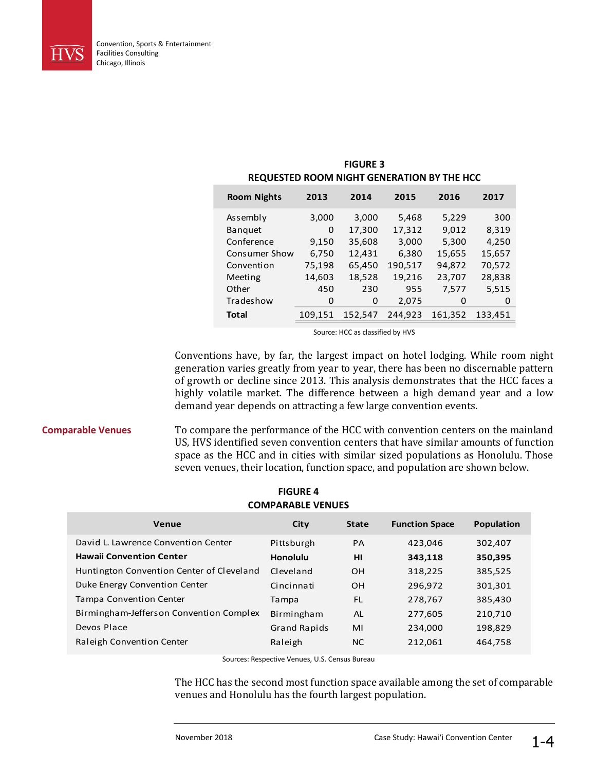**FIGURE 3**
**REQUESTED ROOM NIGHT GENERATION BY THE HCC**

| Room Nights | 2013 | 2014 | 2015 | 2016 | 2017 |
|---|---|---|---|---|---|
| Assembly | 3,000 | 3,000 | 5,468 | 5,229 | 300 |
| Banquet | 0 | 17,300 | 17,312 | 9,012 | 8,319 |
| Conference | 9,150 | 35,608 | 3,000 | 5,300 | 4,250 |
| Consumer Show | 6,750 | 12,431 | 6,380 | 15,655 | 15,657 |
| Convention | 75,198 | 65,450 | 190,517 | 94,872 | 70,572 |
| Meeting | 14,603 | 18,528 | 19,216 | 23,707 | 28,838 |
| Other | 450 | 230 | 955 | 7,577 | 5,515 |
| Tradeshow | 0 | 0 | 2,075 | 0 | 0 |
| **Total** | 109,151 | 152,547 | 244,923 | 161,352 | 133,451 |

Source: HCC as classified by HVS

Conventions have, by far, the largest impact on hotel lodging. While room night generation varies greatly from year to year, there has been no discernable pattern of growth or decline since 2013. This analysis demonstrates that the HCC faces a highly volatile market. The difference between a high demand year and a low demand year depends on attracting a few large convention events.

## Comparable Venues

To compare the performance of the HCC with convention centers on the mainland US, HVS identified seven convention centers that have similar amounts of function space as the HCC and in cities with similar sized populations as Honolulu. Those seven venues, their location, function space, and population are shown below.

**FIGURE 4**
**COMPARABLE VENUES**

| Venue | City | State | Function Space | Population |
|---|---|---|---|---|
| David L. Lawrence Convention Center | Pittsburgh | PA | 423,046 | 302,407 |
| **Hawaii Convention Center** | **Honolulu** | **HI** | **343,118** | **350,395** |
| Huntington Convention Center of Cleveland | Cleveland | OH | 318,225 | 385,525 |
| Duke Energy Convention Center | Cincinnati | OH | 296,972 | 301,301 |
| Tampa Convention Center | Tampa | FL | 278,767 | 385,430 |
| Birmingham-Jefferson Convention Complex | Birmingham | AL | 277,605 | 210,710 |
| Devos Place | Grand Rapids | MI | 234,000 | 198,829 |
| Raleigh Convention Center | Raleigh | NC | 212,061 | 464,758 |

Sources: Respective Venues, U.S. Census Bureau

The HCC has the second most function space available among the set of comparable venues and Honolulu has the fourth largest population.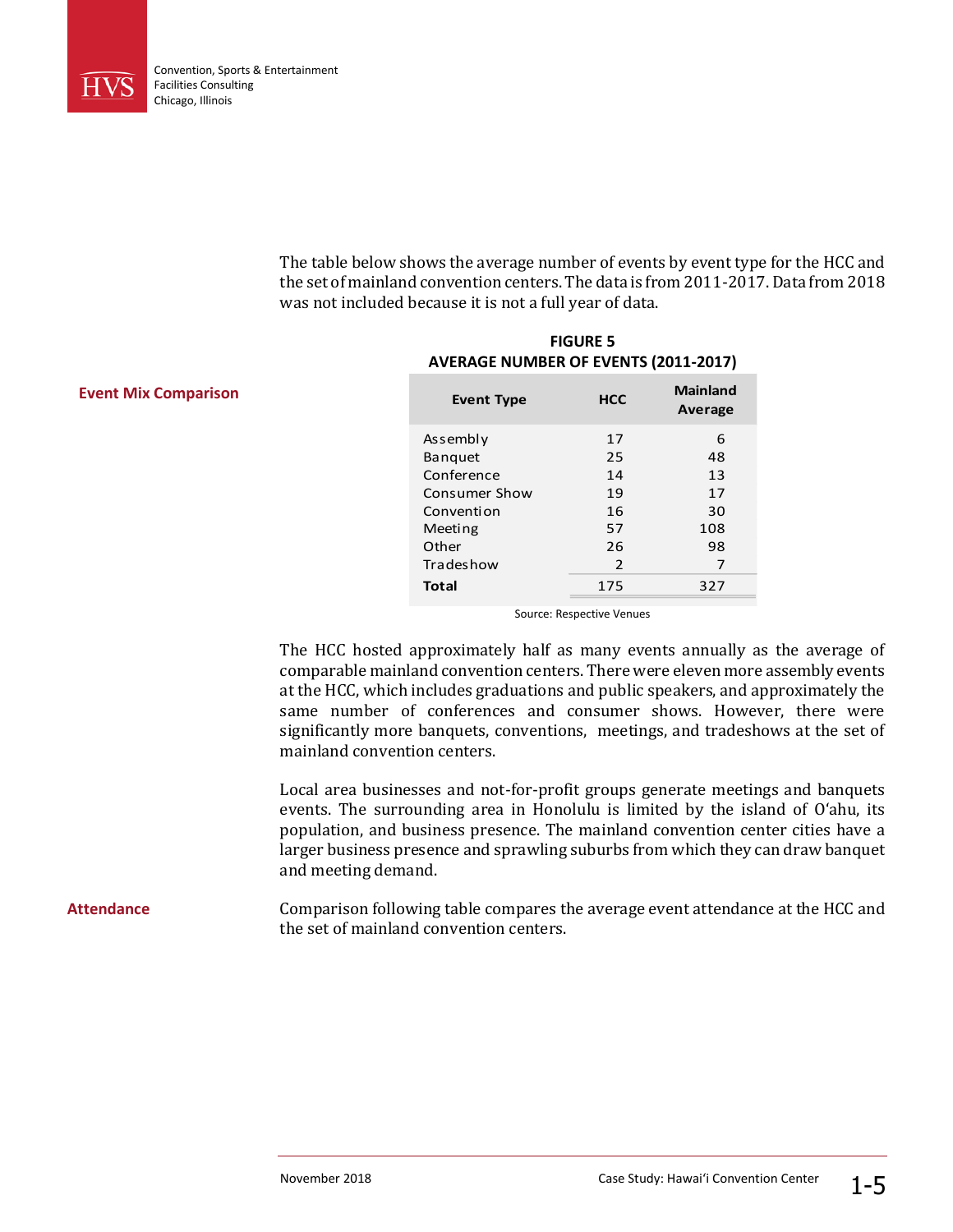The table below shows the average number of events by event type for the HCC and the set of mainland convention centers. The data is from 2011-2017. Data from 2018 was not included because it is not a full year of data.

## Event Mix Comparison

**FIGURE 5**
**AVERAGE NUMBER OF EVENTS (2011-2017)**

| Event Type | HCC | Mainland Average |
|---|---|---|
| Assembly | 17 | 6 |
| Banquet | 25 | 48 |
| Conference | 14 | 13 |
| Consumer Show | 19 | 17 |
| Convention | 16 | 30 |
| Meeting | 57 | 108 |
| Other | 26 | 98 |
| Tradeshow | 2 | 7 |
| **Total** | 175 | 327 |

Source: Respective Venues

The HCC hosted approximately half as many events annually as the average of comparable mainland convention centers. There were eleven more assembly events at the HCC, which includes graduations and public speakers, and approximately the same number of conferences and consumer shows. However, there were significantly more banquets, conventions, meetings, and tradeshows at the set of mainland convention centers.

Local area businesses and not-for-profit groups generate meetings and banquets events. The surrounding area in Honolulu is limited by the island of O'ahu, its population, and business presence. The mainland convention center cities have a larger business presence and sprawling suburbs from which they can draw banquet and meeting demand.

## Attendance

Comparison following table compares the average event attendance at the HCC and the set of mainland convention centers.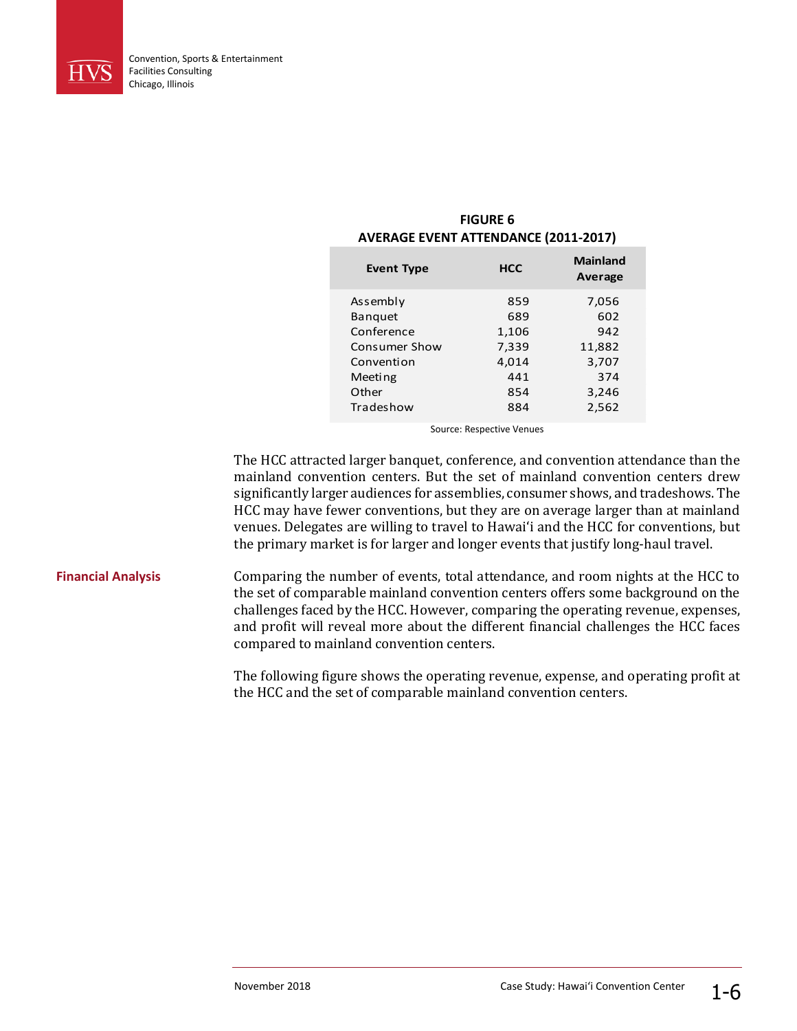**FIGURE 6**
**AVERAGE EVENT ATTENDANCE (2011-2017)**

| Event Type | HCC | Mainland Average |
|---|---|---|
| Assembly | 859 | 7,056 |
| Banquet | 689 | 602 |
| Conference | 1,106 | 942 |
| Consumer Show | 7,339 | 11,882 |
| Convention | 4,014 | 3,707 |
| Meeting | 441 | 374 |
| Other | 854 | 3,246 |
| Tradeshow | 884 | 2,562 |

Source: Respective Venues

The HCC attracted larger banquet, conference, and convention attendance than the mainland convention centers. But the set of mainland convention centers drew significantly larger audiences for assemblies, consumer shows, and tradeshows. The HCC may have fewer conventions, but they are on average larger than at mainland venues. Delegates are willing to travel to Hawaiʻi and the HCC for conventions, but the primary market is for larger and longer events that justify long-haul travel.

## Financial Analysis

Comparing the number of events, total attendance, and room nights at the HCC to the set of comparable mainland convention centers offers some background on the challenges faced by the HCC. However, comparing the operating revenue, expenses, and profit will reveal more about the different financial challenges the HCC faces compared to mainland convention centers.

The following figure shows the operating revenue, expense, and operating profit at the HCC and the set of comparable mainland convention centers.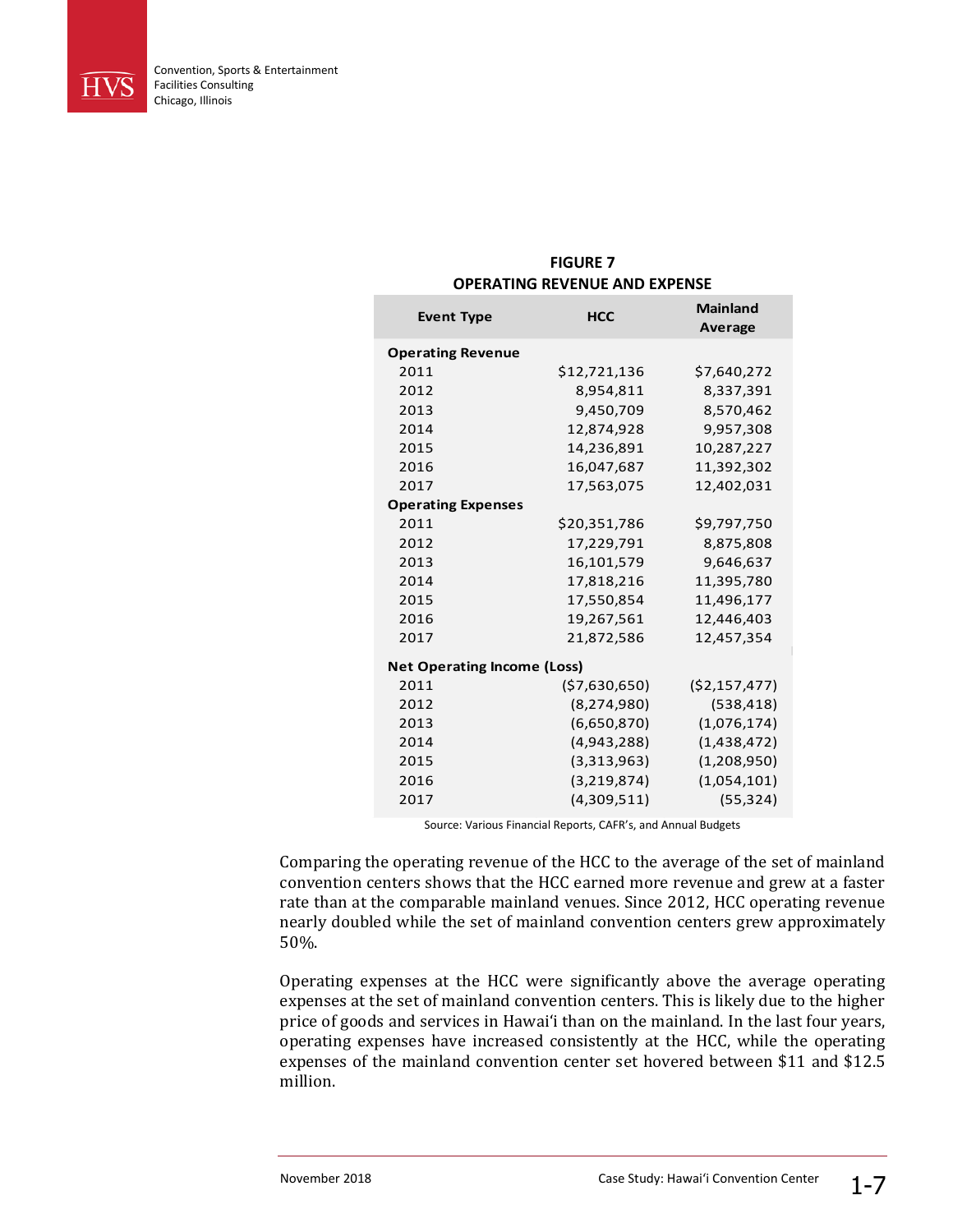**FIGURE 7**
**OPERATING REVENUE AND EXPENSE**

| Event Type | HCC | Mainland Average |
|---|---|---|
| **Operating Revenue** | | |
| 2011 | $12,721,136 | $7,640,272 |
| 2012 | 8,954,811 | 8,337,391 |
| 2013 | 9,450,709 | 8,570,462 |
| 2014 | 12,874,928 | 9,957,308 |
| 2015 | 14,236,891 | 10,287,227 |
| 2016 | 16,047,687 | 11,392,302 |
| 2017 | 17,563,075 | 12,402,031 |
| **Operating Expenses** | | |
| 2011 | $20,351,786 | $9,797,750 |
| 2012 | 17,229,791 | 8,875,808 |
| 2013 | 16,101,579 | 9,646,637 |
| 2014 | 17,818,216 | 11,395,780 |
| 2015 | 17,550,854 | 11,496,177 |
| 2016 | 19,267,561 | 12,446,403 |
| 2017 | 21,872,586 | 12,457,354 |
| **Net Operating Income (Loss)** | | |
| 2011 | ($7,630,650) | ($2,157,477) |
| 2012 | (8,274,980) | (538,418) |
| 2013 | (6,650,870) | (1,076,174) |
| 2014 | (4,943,288) | (1,438,472) |
| 2015 | (3,313,963) | (1,208,950) |
| 2016 | (3,219,874) | (1,054,101) |
| 2017 | (4,309,511) | (55,324) |

Source: Various Financial Reports, CAFR's, and Annual Budgets

Comparing the operating revenue of the HCC to the average of the set of mainland convention centers shows that the HCC earned more revenue and grew at a faster rate than at the comparable mainland venues. Since 2012, HCC operating revenue nearly doubled while the set of mainland convention centers grew approximately 50%.

Operating expenses at the HCC were significantly above the average operating expenses at the set of mainland convention centers. This is likely due to the higher price of goods and services in Hawai'i than on the mainland. In the last four years, operating expenses have increased consistently at the HCC, while the operating expenses of the mainland convention center set hovered between $11 and $12.5 million.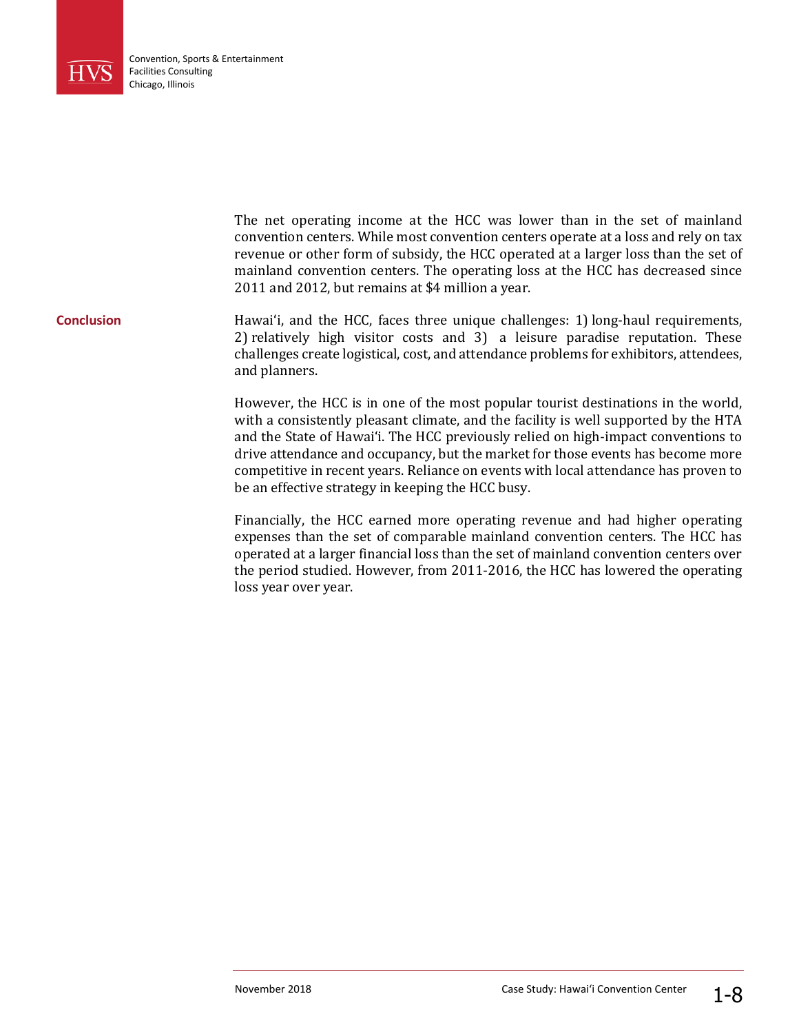The net operating income at the HCC was lower than in the set of mainland convention centers. While most convention centers operate at a loss and rely on tax revenue or other form of subsidy, the HCC operated at a larger loss than the set of mainland convention centers. The operating loss at the HCC has decreased since 2011 and 2012, but remains at $4 million a year.

## Conclusion

Hawai'i, and the HCC, faces three unique challenges: 1) long-haul requirements, 2) relatively high visitor costs and 3) a leisure paradise reputation. These challenges create logistical, cost, and attendance problems for exhibitors, attendees, and planners.

However, the HCC is in one of the most popular tourist destinations in the world, with a consistently pleasant climate, and the facility is well supported by the HTA and the State of Hawai'i. The HCC previously relied on high-impact conventions to drive attendance and occupancy, but the market for those events has become more competitive in recent years. Reliance on events with local attendance has proven to be an effective strategy in keeping the HCC busy.

Financially, the HCC earned more operating revenue and had higher operating expenses than the set of comparable mainland convention centers. The HCC has operated at a larger financial loss than the set of mainland convention centers over the period studied. However, from 2011-2016, the HCC has lowered the operating loss year over year.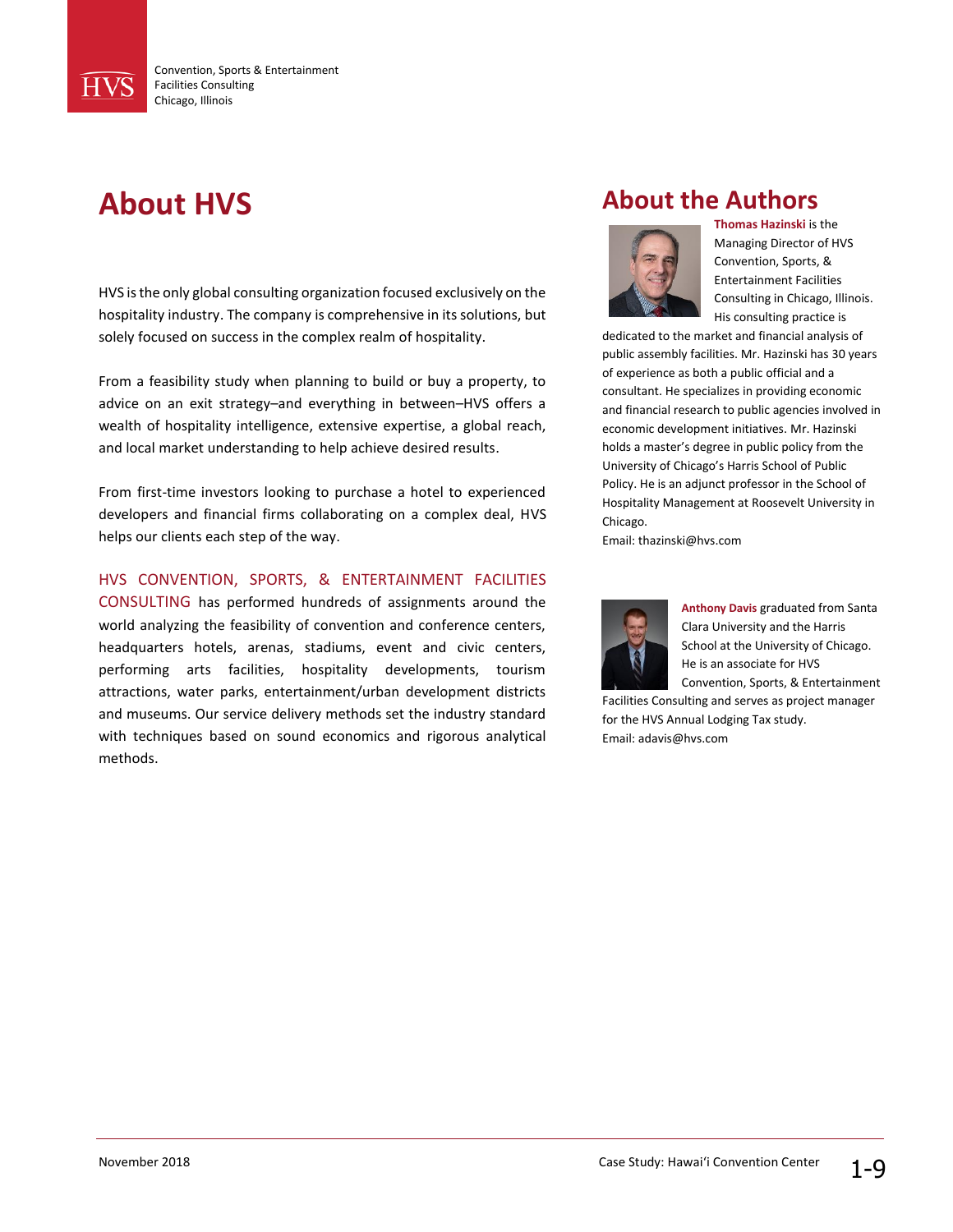# About HVS

HVS is the only global consulting organization focused exclusively on the hospitality industry. The company is comprehensive in its solutions, but solely focused on success in the complex realm of hospitality.

From a feasibility study when planning to build or buy a property, to advice on an exit strategy–and everything in between–HVS offers a wealth of hospitality intelligence, extensive expertise, a global reach, and local market understanding to help achieve desired results.

From first-time investors looking to purchase a hotel to experienced developers and financial firms collaborating on a complex deal, HVS helps our clients each step of the way.

HVS CONVENTION, SPORTS, & ENTERTAINMENT FACILITIES CONSULTING has performed hundreds of assignments around the world analyzing the feasibility of convention and conference centers, headquarters hotels, arenas, stadiums, event and civic centers, performing arts facilities, hospitality developments, tourism attractions, water parks, entertainment/urban development districts and museums. Our service delivery methods set the industry standard with techniques based on sound economics and rigorous analytical methods.

# About the Authors

**Thomas Hazinski** is the Managing Director of HVS Convention, Sports, & Entertainment Facilities Consulting in Chicago, Illinois. His consulting practice is dedicated to the market and financial analysis of public assembly facilities. Mr. Hazinski has 30 years of experience as both a public official and a consultant. He specializes in providing economic and financial research to public agencies involved in economic development initiatives. Mr. Hazinski holds a master's degree in public policy from the University of Chicago's Harris School of Public Policy. He is an adjunct professor in the School of Hospitality Management at Roosevelt University in Chicago.
Email: thazinski@hvs.com

**Anthony Davis** graduated from Santa Clara University and the Harris School at the University of Chicago. He is an associate for HVS Convention, Sports, & Entertainment Facilities Consulting and serves as project manager for the HVS Annual Lodging Tax study.
Email: adavis@hvs.com